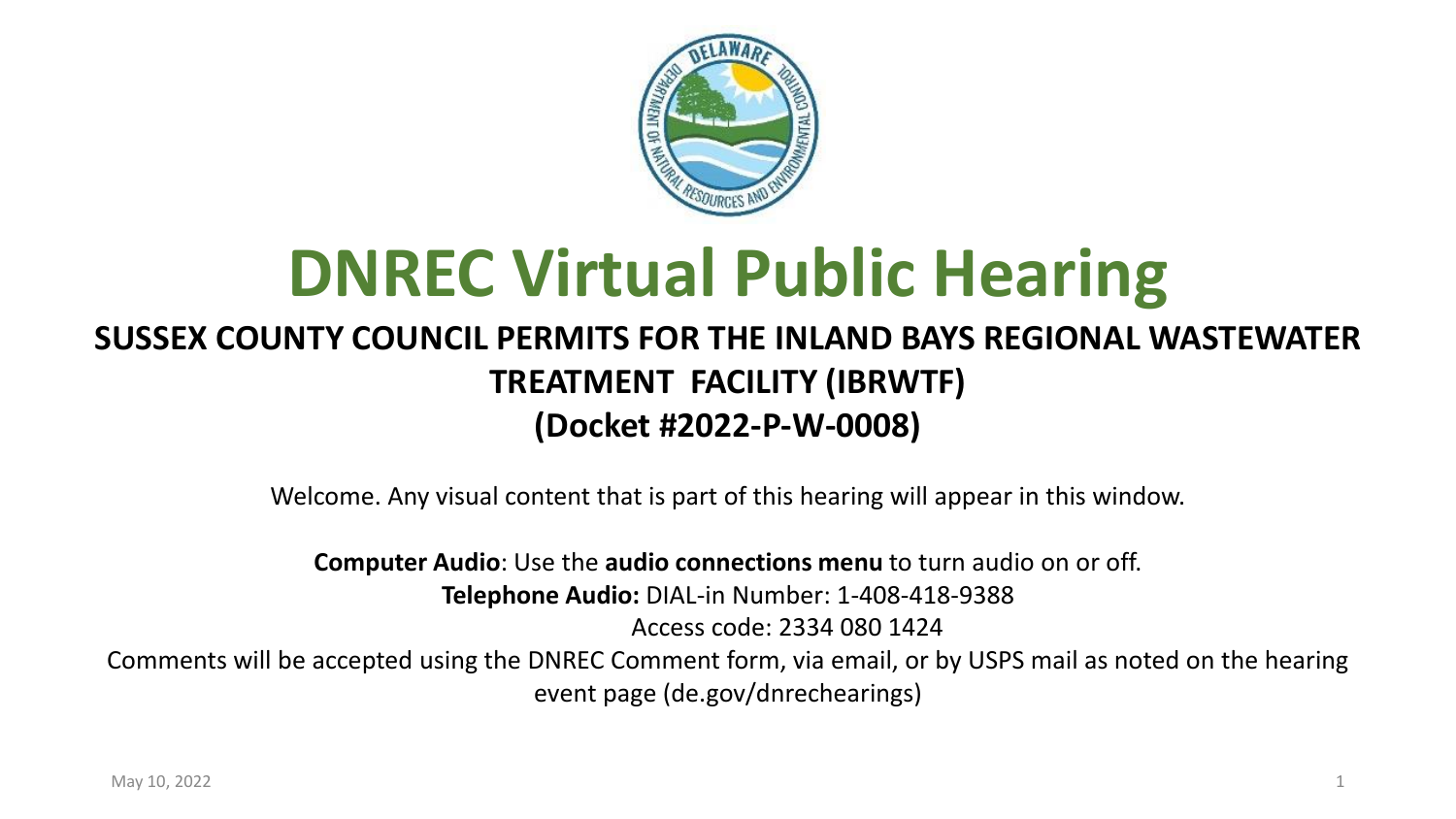# DNREC Virtual Public Hearing

## SUSSEX COUNTY COUNCIL PERMITS FOR THE INLAND BAYS REGIONAL WASTEWATER TREATMENT FACILITY (IBRWTF)

## (Docket #2022-P-W-0008)

Welcome. Any visual content that is part of this hearing will appear in this window.

**Computer Audio**: Use the **audio connections menu** to turn audio on or off.

**Telephone Audio:** DIAL-in Number: 1-408-418-9388

Access code: 2334 080 1424

Comments will be accepted using the DNREC Comment form, via email, or by USPS mail as noted on the hearing event page (de.gov/dnrechearings)

May 10, 2022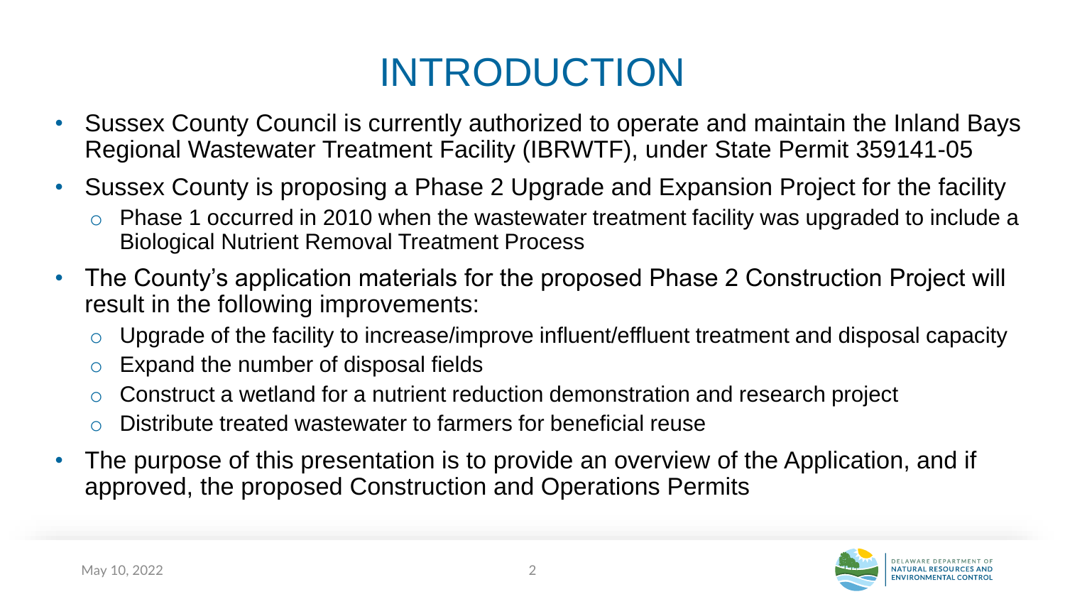# INTRODUCTION

- Sussex County Council is currently authorized to operate and maintain the Inland Bays Regional Wastewater Treatment Facility (IBRWTF), under State Permit 359141-05
- Sussex County is proposing a Phase 2 Upgrade and Expansion Project for the facility
  - Phase 1 occurred in 2010 when the wastewater treatment facility was upgraded to include a Biological Nutrient Removal Treatment Process
- The County's application materials for the proposed Phase 2 Construction Project will result in the following improvements:
  - Upgrade of the facility to increase/improve influent/effluent treatment and disposal capacity
  - Expand the number of disposal fields
  - Construct a wetland for a nutrient reduction demonstration and research project
  - Distribute treated wastewater to farmers for beneficial reuse
- The purpose of this presentation is to provide an overview of the Application, and if approved, the proposed Construction and Operations Permits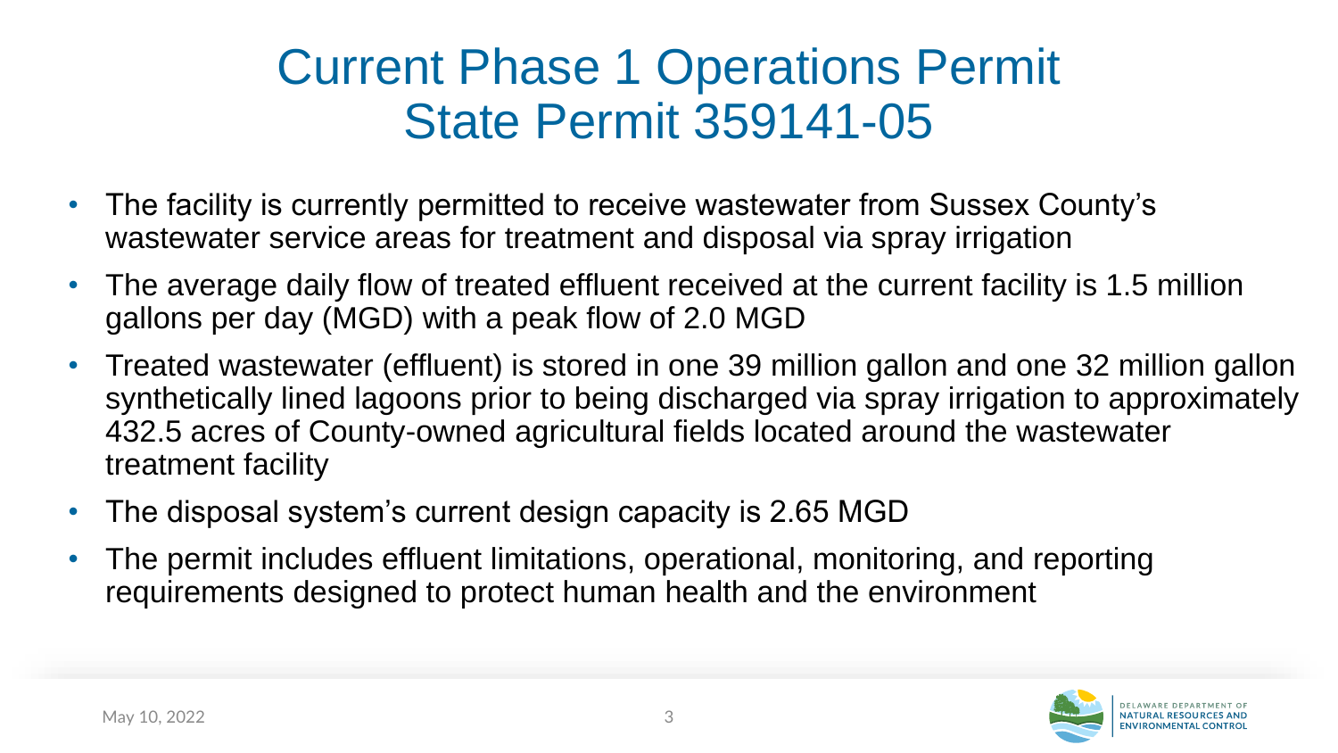# Current Phase 1 Operations Permit State Permit 359141-05

- The facility is currently permitted to receive wastewater from Sussex County's wastewater service areas for treatment and disposal via spray irrigation
- The average daily flow of treated effluent received at the current facility is 1.5 million gallons per day (MGD) with a peak flow of 2.0 MGD
- Treated wastewater (effluent) is stored in one 39 million gallon and one 32 million gallon synthetically lined lagoons prior to being discharged via spray irrigation to approximately 432.5 acres of County-owned agricultural fields located around the wastewater treatment facility
- The disposal system's current design capacity is 2.65 MGD
- The permit includes effluent limitations, operational, monitoring, and reporting requirements designed to protect human health and the environment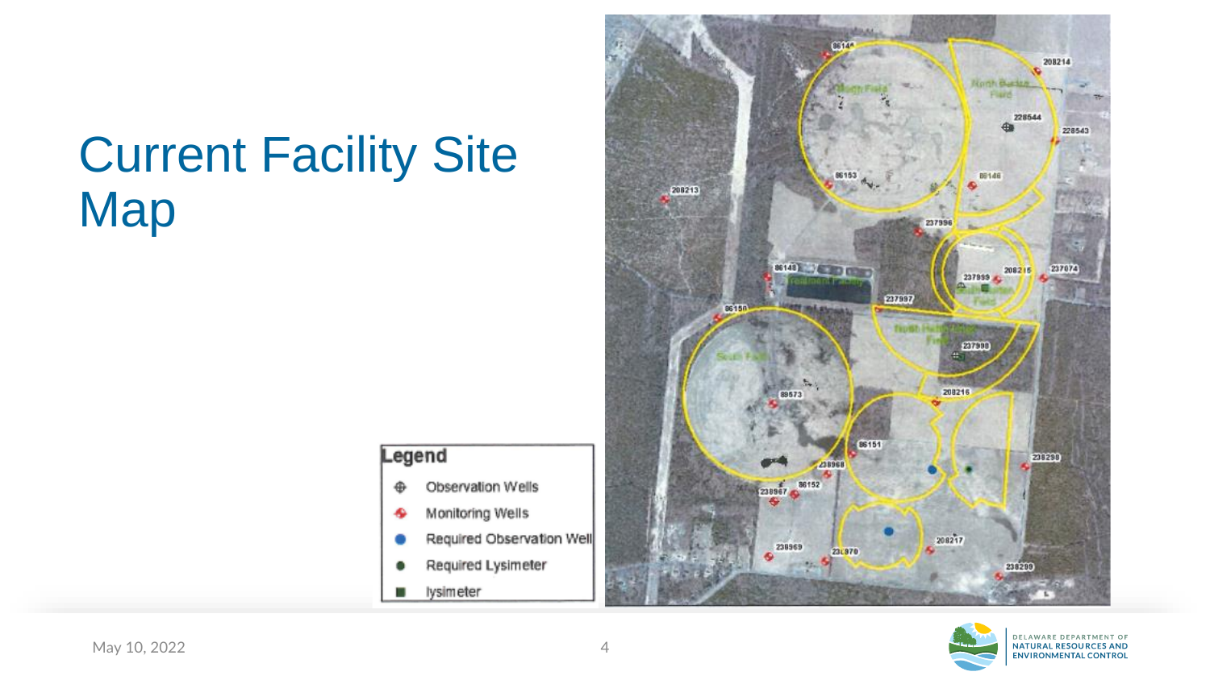# Current Facility Site Map

**Legend**

- Observation Wells
- Monitoring Wells
- Required Observation Well
- Required Lysimeter
- lysimeter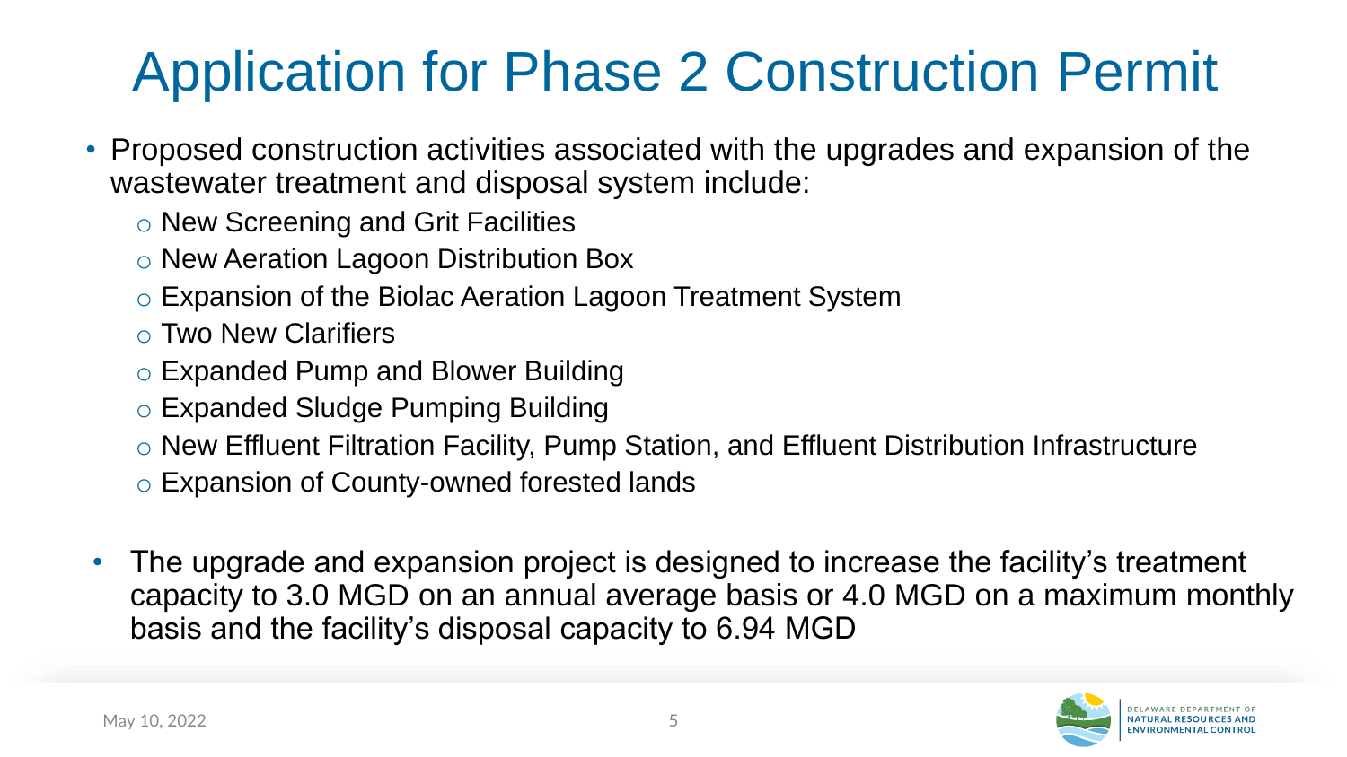# Application for Phase 2 Construction Permit

- Proposed construction activities associated with the upgrades and expansion of the wastewater treatment and disposal system include:
  - New Screening and Grit Facilities
  - New Aeration Lagoon Distribution Box
  - Expansion of the Biolac Aeration Lagoon Treatment System
  - Two New Clarifiers
  - Expanded Pump and Blower Building
  - Expanded Sludge Pumping Building
  - New Effluent Filtration Facility, Pump Station, and Effluent Distribution Infrastructure
  - Expansion of County-owned forested lands

- The upgrade and expansion project is designed to increase the facility's treatment capacity to 3.0 MGD on an annual average basis or 4.0 MGD on a maximum monthly basis and the facility's disposal capacity to 6.94 MGD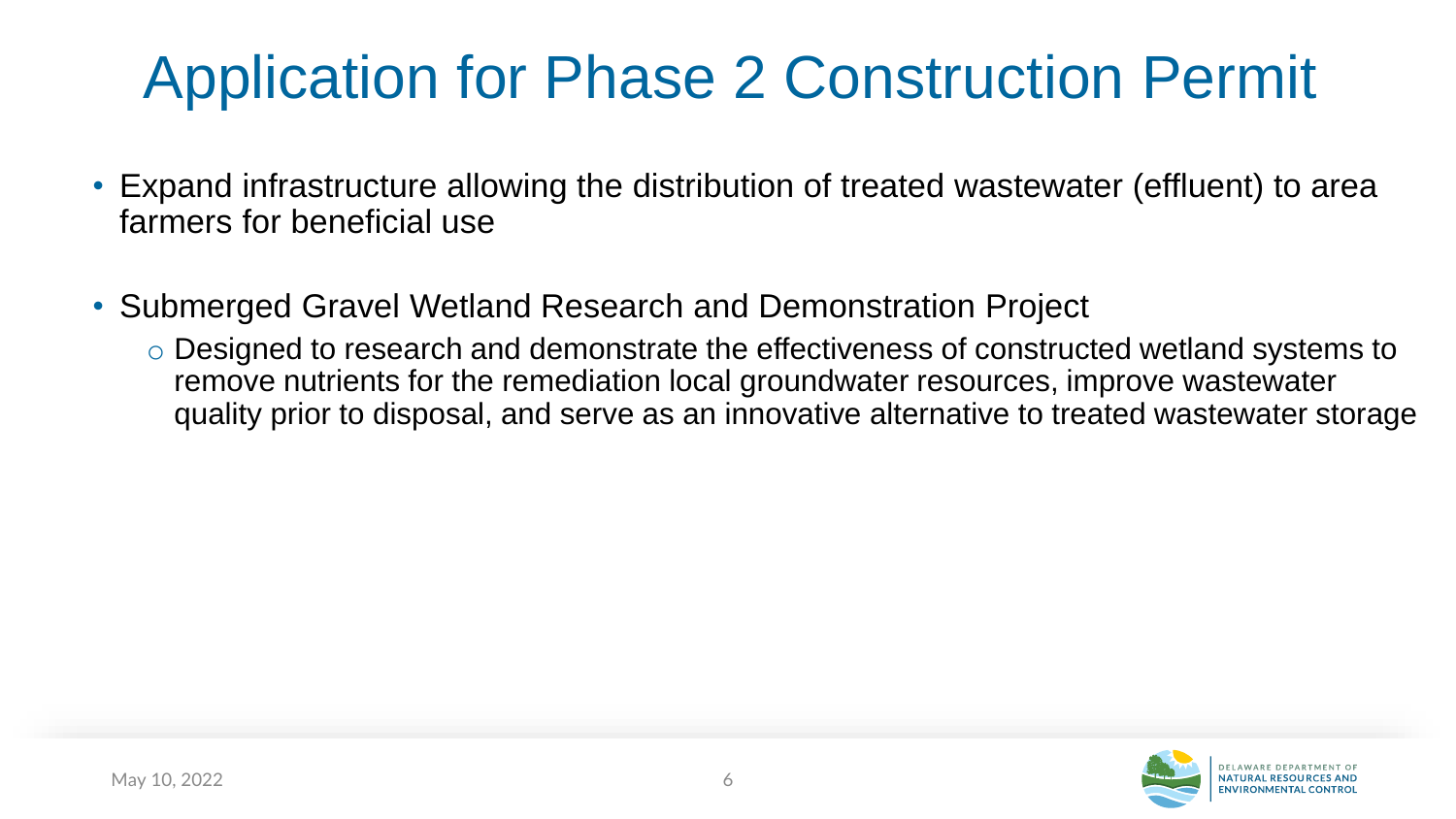# Application for Phase 2 Construction Permit

- Expand infrastructure allowing the distribution of treated wastewater (effluent) to area farmers for beneficial use
- Submerged Gravel Wetland Research and Demonstration Project
  - Designed to research and demonstrate the effectiveness of constructed wetland systems to remove nutrients for the remediation local groundwater resources, improve wastewater quality prior to disposal, and serve as an innovative alternative to treated wastewater storage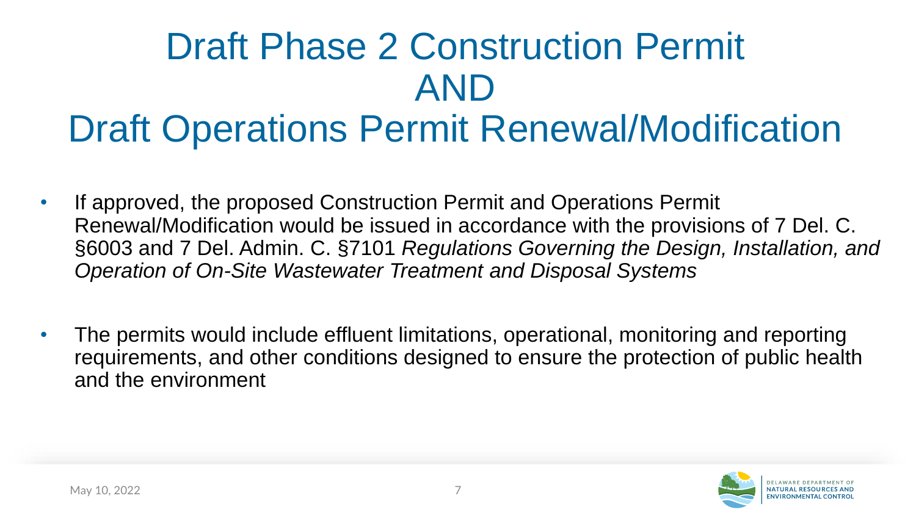# Draft Phase 2 Construction Permit AND Draft Operations Permit Renewal/Modification

- If approved, the proposed Construction Permit and Operations Permit Renewal/Modification would be issued in accordance with the provisions of 7 Del. C. §6003 and 7 Del. Admin. C. §7101 *Regulations Governing the Design, Installation, and Operation of On-Site Wastewater Treatment and Disposal Systems*

- The permits would include effluent limitations, operational, monitoring and reporting requirements, and other conditions designed to ensure the protection of public health and the environment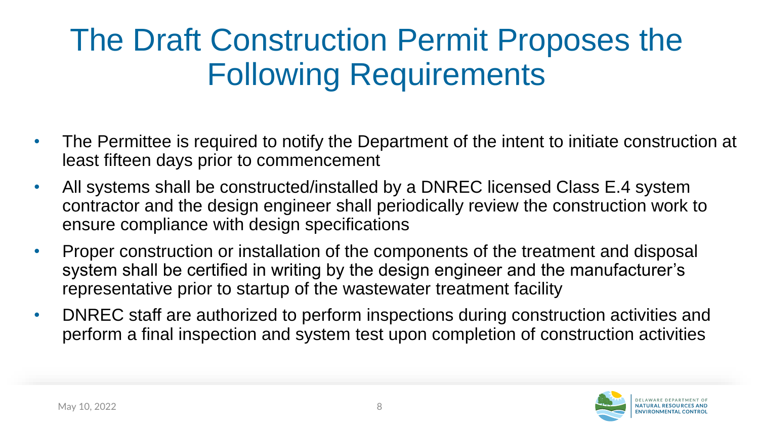# The Draft Construction Permit Proposes the Following Requirements

- The Permittee is required to notify the Department of the intent to initiate construction at least fifteen days prior to commencement
- All systems shall be constructed/installed by a DNREC licensed Class E.4 system contractor and the design engineer shall periodically review the construction work to ensure compliance with design specifications
- Proper construction or installation of the components of the treatment and disposal system shall be certified in writing by the design engineer and the manufacturer's representative prior to startup of the wastewater treatment facility
- DNREC staff are authorized to perform inspections during construction activities and perform a final inspection and system test upon completion of construction activities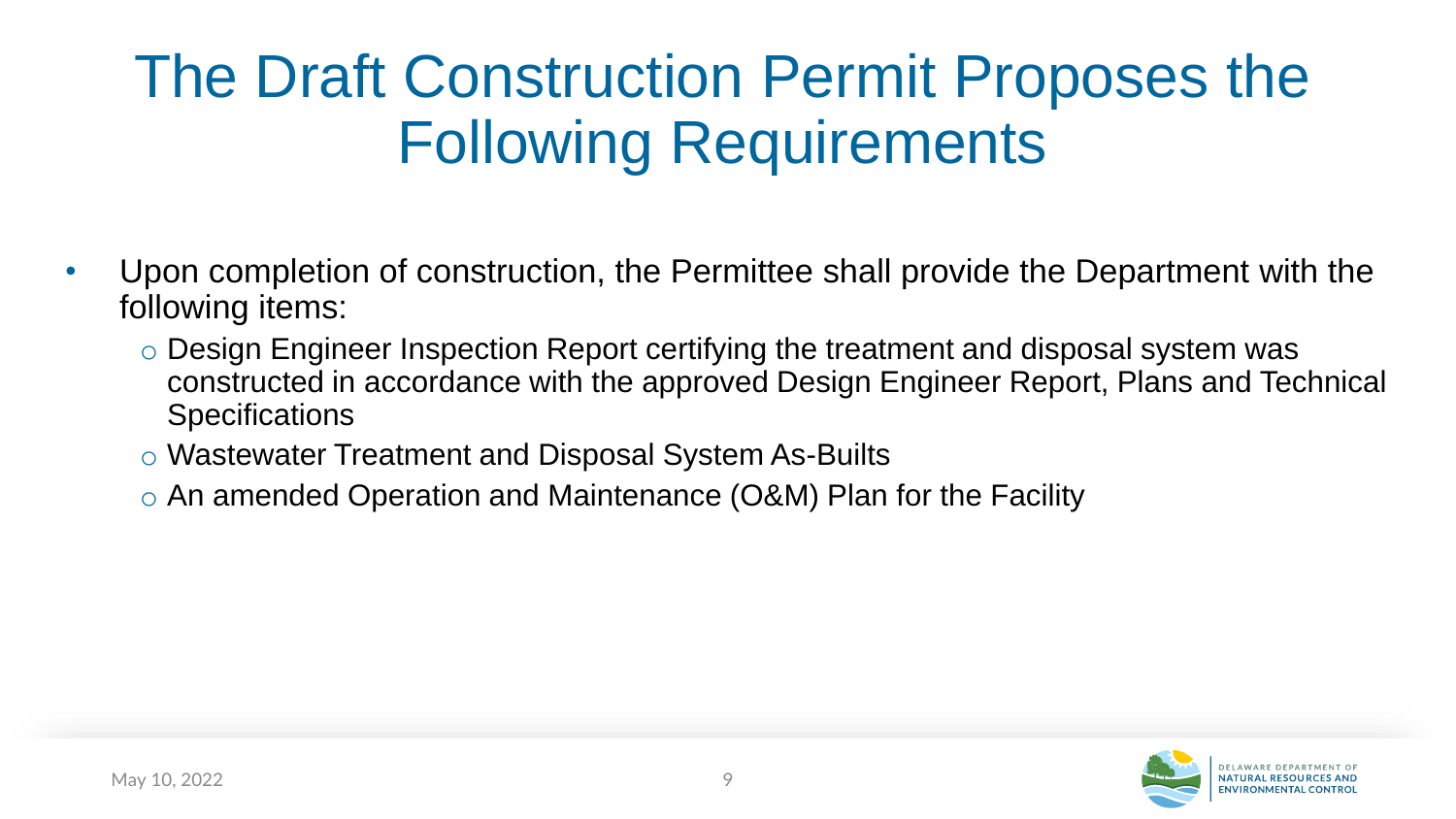# The Draft Construction Permit Proposes the Following Requirements

- Upon completion of construction, the Permittee shall provide the Department with the following items:
  - Design Engineer Inspection Report certifying the treatment and disposal system was constructed in accordance with the approved Design Engineer Report, Plans and Technical Specifications
  - Wastewater Treatment and Disposal System As-Builts
  - An amended Operation and Maintenance (O&M) Plan for the Facility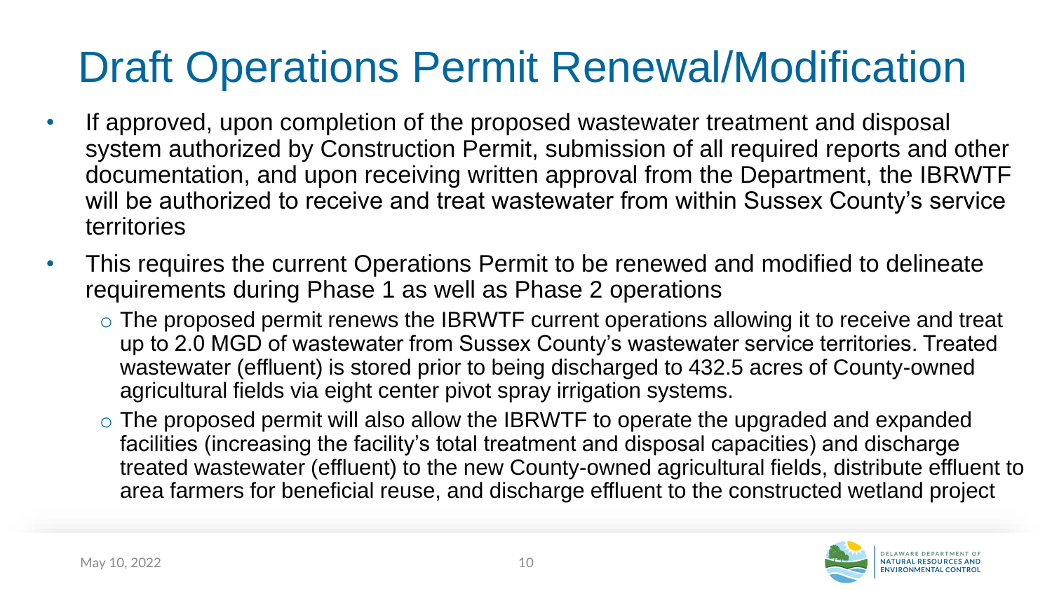# Draft Operations Permit Renewal/Modification

- If approved, upon completion of the proposed wastewater treatment and disposal system authorized by Construction Permit, submission of all required reports and other documentation, and upon receiving written approval from the Department, the IBRWTF will be authorized to receive and treat wastewater from within Sussex County's service territories
- This requires the current Operations Permit to be renewed and modified to delineate requirements during Phase 1 as well as Phase 2 operations
  - The proposed permit renews the IBRWTF current operations allowing it to receive and treat up to 2.0 MGD of wastewater from Sussex County's wastewater service territories. Treated wastewater (effluent) is stored prior to being discharged to 432.5 acres of County-owned agricultural fields via eight center pivot spray irrigation systems.
  - The proposed permit will also allow the IBRWTF to operate the upgraded and expanded facilities (increasing the facility's total treatment and disposal capacities) and discharge treated wastewater (effluent) to the new County-owned agricultural fields, distribute effluent to area farmers for beneficial reuse, and discharge effluent to the constructed wetland project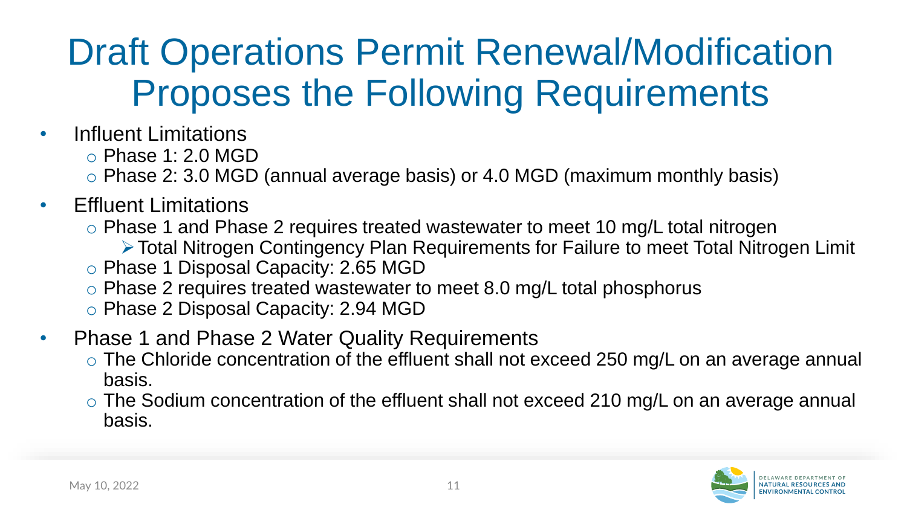# Draft Operations Permit Renewal/Modification Proposes the Following Requirements

- Influent Limitations
  - Phase 1: 2.0 MGD
  - Phase 2: 3.0 MGD (annual average basis) or 4.0 MGD (maximum monthly basis)
- Effluent Limitations
  - Phase 1 and Phase 2 requires treated wastewater to meet 10 mg/L total nitrogen
    - Total Nitrogen Contingency Plan Requirements for Failure to meet Total Nitrogen Limit
  - Phase 1 Disposal Capacity: 2.65 MGD
  - Phase 2 requires treated wastewater to meet 8.0 mg/L total phosphorus
  - Phase 2 Disposal Capacity: 2.94 MGD
- Phase 1 and Phase 2 Water Quality Requirements
  - The Chloride concentration of the effluent shall not exceed 250 mg/L on an average annual basis.
  - The Sodium concentration of the effluent shall not exceed 210 mg/L on an average annual basis.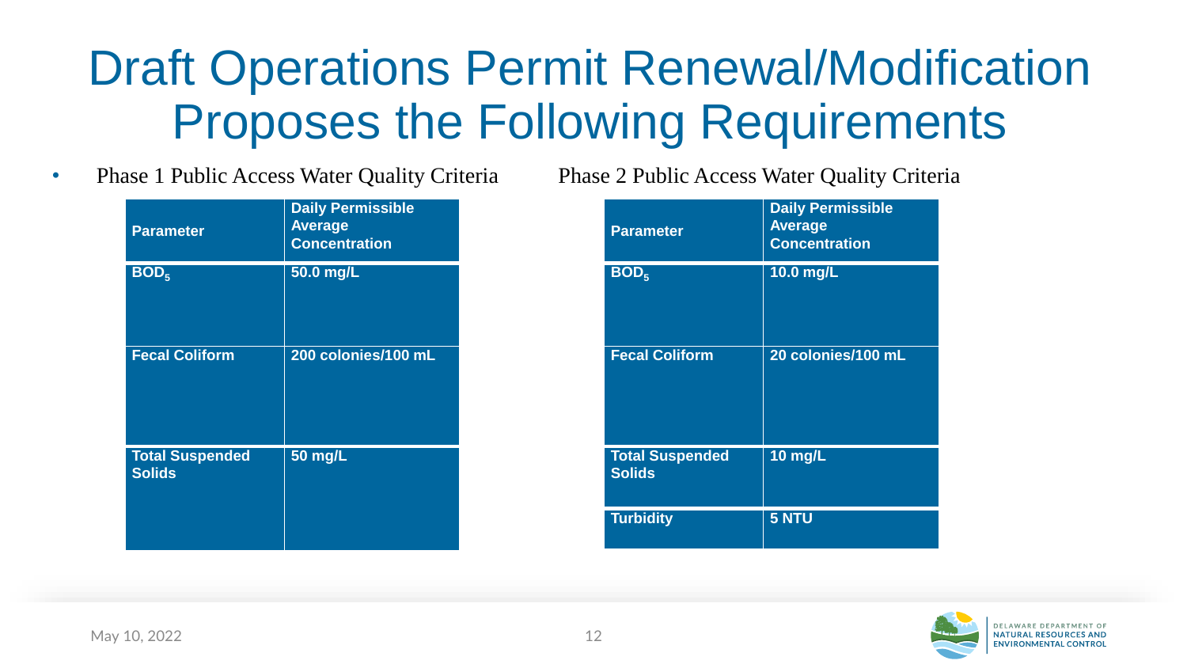# Draft Operations Permit Renewal/Modification Proposes the Following Requirements

- Phase 1 Public Access Water Quality Criteria

| Parameter | Daily Permissible Average Concentration |
|---|---|
| $BOD_5$ | 50.0 mg/L |
| Fecal Coliform | 200 colonies/100 mL |
| Total Suspended Solids | 50 mg/L |

Phase 2 Public Access Water Quality Criteria

| Parameter | Daily Permissible Average Concentration |
|---|---|
| $BOD_5$ | 10.0 mg/L |
| Fecal Coliform | 20 colonies/100 mL |
| Total Suspended Solids | 10 mg/L |
| Turbidity | 5 NTU |

May 10, 2022

DELAWARE DEPARTMENT OF NATURAL RESOURCES AND ENVIRONMENTAL CONTROL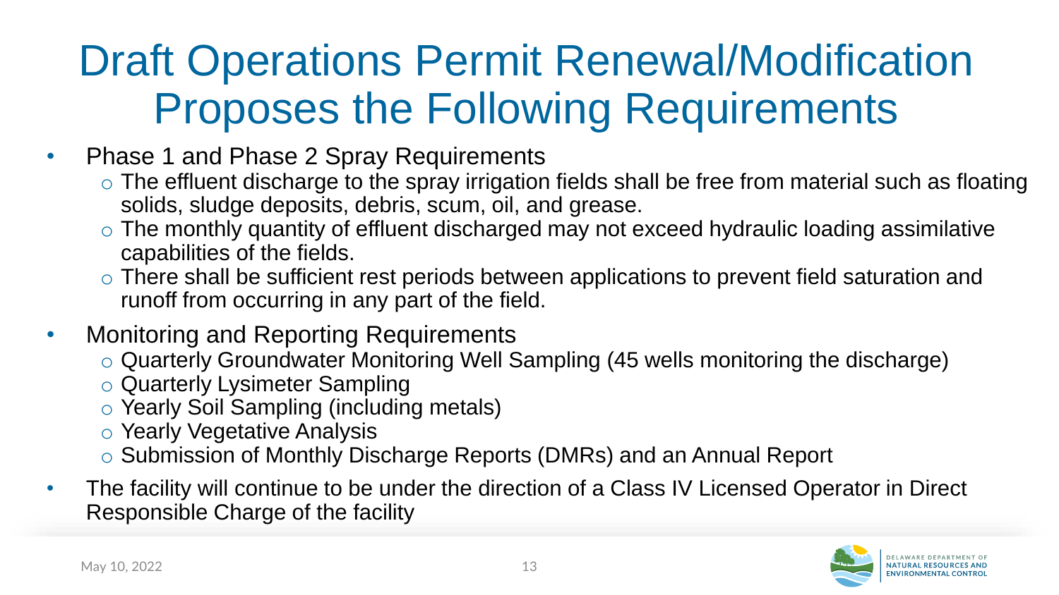# Draft Operations Permit Renewal/Modification Proposes the Following Requirements

- Phase 1 and Phase 2 Spray Requirements
  - The effluent discharge to the spray irrigation fields shall be free from material such as floating solids, sludge deposits, debris, scum, oil, and grease.
  - The monthly quantity of effluent discharged may not exceed hydraulic loading assimilative capabilities of the fields.
  - There shall be sufficient rest periods between applications to prevent field saturation and runoff from occurring in any part of the field.
- Monitoring and Reporting Requirements
  - Quarterly Groundwater Monitoring Well Sampling (45 wells monitoring the discharge)
  - Quarterly Lysimeter Sampling
  - Yearly Soil Sampling (including metals)
  - Yearly Vegetative Analysis
  - Submission of Monthly Discharge Reports (DMRs) and an Annual Report
- The facility will continue to be under the direction of a Class IV Licensed Operator in Direct Responsible Charge of the facility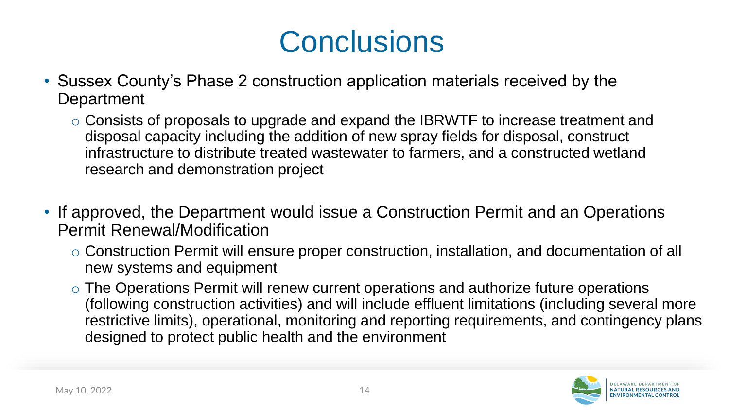# Conclusions

- Sussex County's Phase 2 construction application materials received by the Department
  - Consists of proposals to upgrade and expand the IBRWTF to increase treatment and disposal capacity including the addition of new spray fields for disposal, construct infrastructure to distribute treated wastewater to farmers, and a constructed wetland research and demonstration project

- If approved, the Department would issue a Construction Permit and an Operations Permit Renewal/Modification
  - Construction Permit will ensure proper construction, installation, and documentation of all new systems and equipment
  - The Operations Permit will renew current operations and authorize future operations (following construction activities) and will include effluent limitations (including several more restrictive limits), operational, monitoring and reporting requirements, and contingency plans designed to protect public health and the environment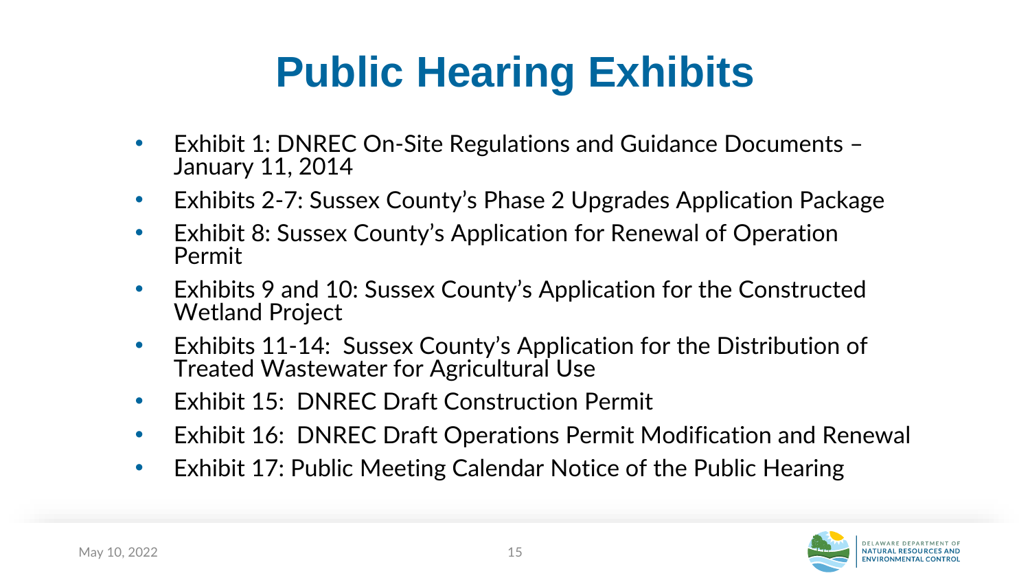# Public Hearing Exhibits

- Exhibit 1: DNREC On-Site Regulations and Guidance Documents – January 11, 2014
- Exhibits 2-7: Sussex County's Phase 2 Upgrades Application Package
- Exhibit 8: Sussex County's Application for Renewal of Operation Permit
- Exhibits 9 and 10: Sussex County's Application for the Constructed Wetland Project
- Exhibits 11-14: Sussex County's Application for the Distribution of Treated Wastewater for Agricultural Use
- Exhibit 15: DNREC Draft Construction Permit
- Exhibit 16: DNREC Draft Operations Permit Modification and Renewal
- Exhibit 17: Public Meeting Calendar Notice of the Public Hearing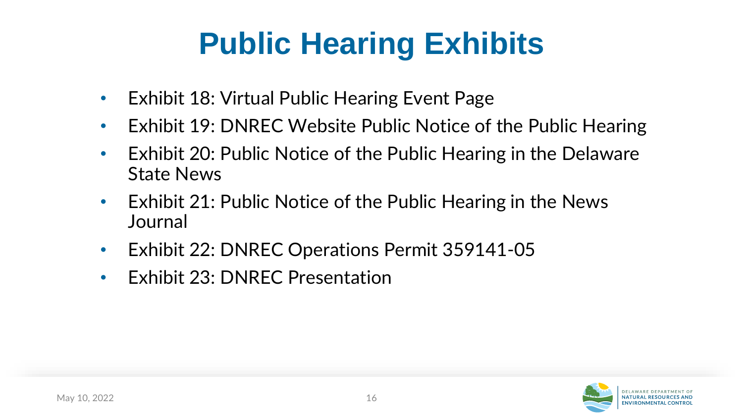# Public Hearing Exhibits

- Exhibit 18: Virtual Public Hearing Event Page
- Exhibit 19: DNREC Website Public Notice of the Public Hearing
- Exhibit 20: Public Notice of the Public Hearing in the Delaware State News
- Exhibit 21: Public Notice of the Public Hearing in the News Journal
- Exhibit 22: DNREC Operations Permit 359141-05
- Exhibit 23: DNREC Presentation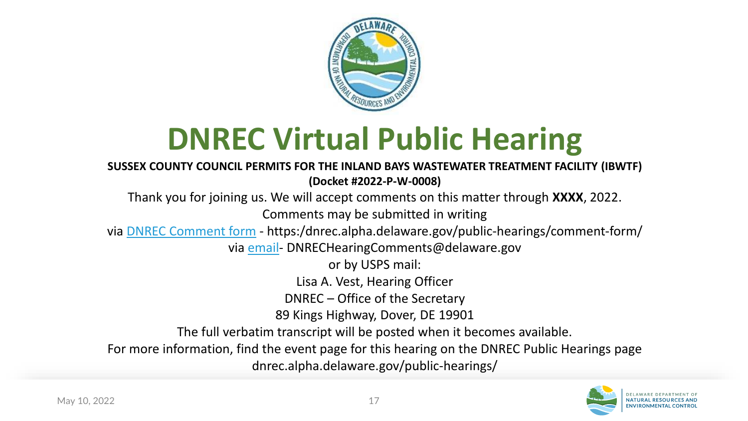# DNREC Virtual Public Hearing

**SUSSEX COUNTY COUNCIL PERMITS FOR THE INLAND BAYS WASTEWATER TREATMENT FACILITY (IBWTF)**
**(Docket #2022-P-W-0008)**

Thank you for joining us. We will accept comments on this matter through **XXXX**, 2022.

Comments may be submitted in writing

via DNREC Comment form - https:/dnrec.alpha.delaware.gov/public-hearings/comment-form/

via email- DNRECHearingComments@delaware.gov

or by USPS mail:

Lisa A. Vest, Hearing Officer
DNREC – Office of the Secretary
89 Kings Highway, Dover, DE 19901

The full verbatim transcript will be posted when it becomes available.

For more information, find the event page for this hearing on the DNREC Public Hearings page dnrec.alpha.delaware.gov/public-hearings/

May 10, 2022